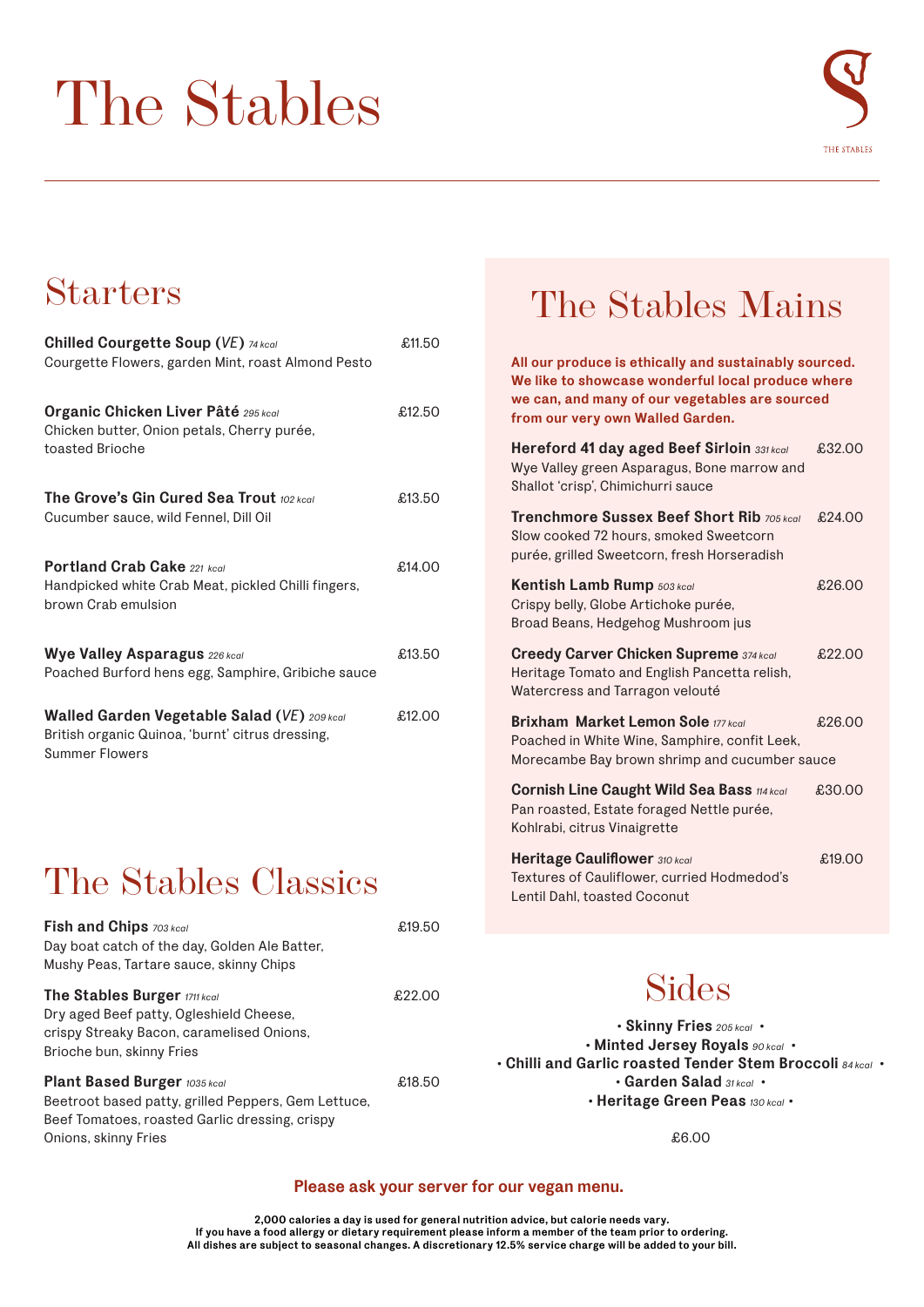# The Stables

THE STABLES

## Starters

**Chilled Courgette Soup (*VE*)** *74 kcal* — £11.50
Courgette Flowers, garden Mint, roast Almond Pesto

**Organic Chicken Liver Pâté** *295 kcal* — £12.50
Chicken butter, Onion petals, Cherry purée, toasted Brioche

**The Grove's Gin Cured Sea Trout** *102 kcal* — £13.50
Cucumber sauce, wild Fennel, Dill Oil

**Portland Crab Cake** *221 kcal* — £14.00
Handpicked white Crab Meat, pickled Chilli fingers, brown Crab emulsion

**Wye Valley Asparagus** *226 kcal* — £13.50
Poached Burford hens egg, Samphire, Gribiche sauce

**Walled Garden Vegetable Salad (*VE*)** *209 kcal* — £12.00
British organic Quinoa, 'burnt' citrus dressing, Summer Flowers

## The Stables Classics

**Fish and Chips** *703 kcal* — £19.50
Day boat catch of the day, Golden Ale Batter, Mushy Peas, Tartare sauce, skinny Chips

**The Stables Burger** *1711 kcal* — £22.00
Dry aged Beef patty, Ogleshield Cheese, crispy Streaky Bacon, caramelised Onions, Brioche bun, skinny Fries

**Plant Based Burger** *1035 kcal* — £18.50
Beetroot based patty, grilled Peppers, Gem Lettuce, Beef Tomatoes, roasted Garlic dressing, crispy Onions, skinny Fries

## The Stables Mains

**All our produce is ethically and sustainably sourced. We like to showcase wonderful local produce where we can, and many of our vegetables are sourced from our very own Walled Garden.**

**Hereford 41 day aged Beef Sirloin** *331 kcal* — £32.00
Wye Valley green Asparagus, Bone marrow and Shallot 'crisp', Chimichurri sauce

**Trenchmore Sussex Beef Short Rib** *705 kcal* — £24.00
Slow cooked 72 hours, smoked Sweetcorn purée, grilled Sweetcorn, fresh Horseradish

**Kentish Lamb Rump** *503 kcal* — £26.00
Crispy belly, Globe Artichoke purée, Broad Beans, Hedgehog Mushroom jus

**Creedy Carver Chicken Supreme** *374 kcal* — £22.00
Heritage Tomato and English Pancetta relish, Watercress and Tarragon velouté

**Brixham Market Lemon Sole** *177 kcal* — £26.00
Poached in White Wine, Samphire, confit Leek, Morecambe Bay brown shrimp and cucumber sauce

**Cornish Line Caught Wild Sea Bass** *114 kcal* — £30.00
Pan roasted, Estate foraged Nettle purée, Kohlrabi, citrus Vinaigrette

**Heritage Cauliflower** *310 kcal* — £19.00
Textures of Cauliflower, curried Hodmedod's Lentil Dahl, toasted Coconut

## Sides

- **Skinny Fries** *205 kcal*
- **Minted Jersey Royals** *90 kcal*
- **Chilli and Garlic roasted Tender Stem Broccoli** *84 kcal*
- **Garden Salad** *31 kcal*
- **Heritage Green Peas** *130 kcal*

£6.00

**Please ask your server for our vegan menu.**

**2,000 calories a day is used for general nutrition advice, but calorie needs vary.**
**If you have a food allergy or dietary requirement please inform a member of the team prior to ordering.**
**All dishes are subject to seasonal changes. A discretionary 12.5% service charge will be added to your bill.**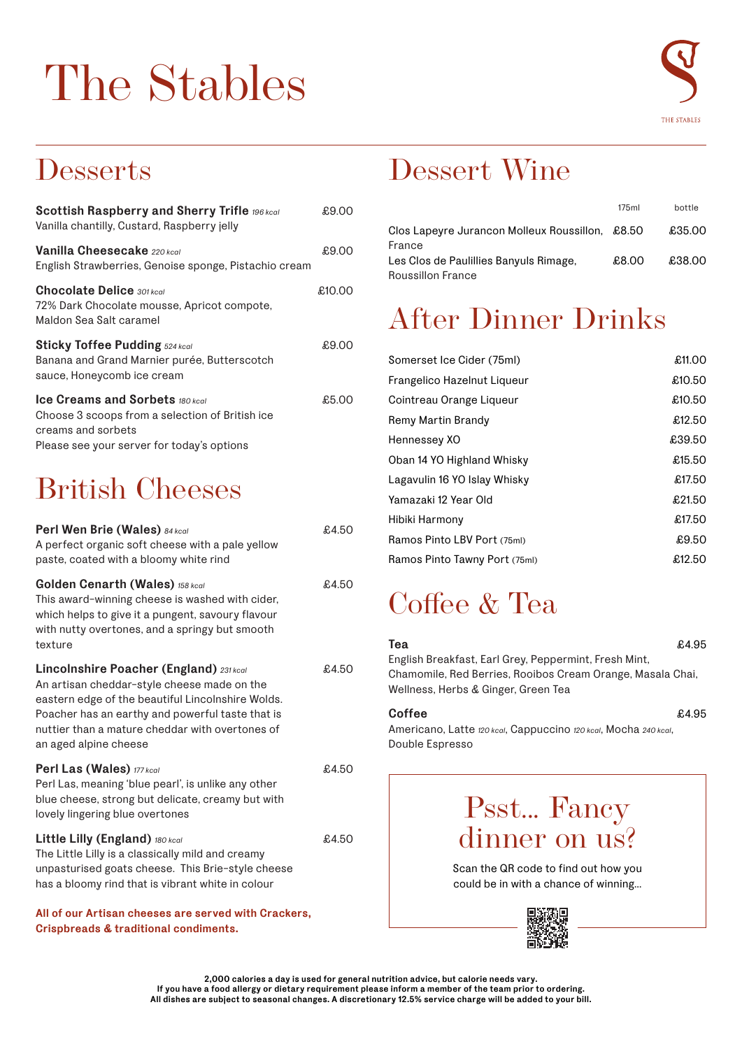# The Stables

THE STABLES

## Desserts

**Scottish Raspberry and Sherry Trifle** *196 kcal* £9.00
Vanilla chantilly, Custard, Raspberry jelly

**Vanilla Cheesecake** *220 kcal* £9.00
English Strawberries, Genoise sponge, Pistachio cream

**Chocolate Delice** *301 kcal* £10.00
72% Dark Chocolate mousse, Apricot compote, Maldon Sea Salt caramel

**Sticky Toffee Pudding** *524 kcal* £9.00
Banana and Grand Marnier purée, Butterscotch sauce, Honeycomb ice cream

**Ice Creams and Sorbets** *180 kcal* £5.00
Choose 3 scoops from a selection of British ice creams and sorbets
Please see your server for today's options

## British Cheeses

**Perl Wen Brie (Wales)** *84 kcal* £4.50
A perfect organic soft cheese with a pale yellow paste, coated with a bloomy white rind

**Golden Cenarth (Wales)** *158 kcal* £4.50
This award-winning cheese is washed with cider, which helps to give it a pungent, savoury flavour with nutty overtones, and a springy but smooth texture

**Lincolnshire Poacher (England)** *231 kcal* £4.50
An artisan cheddar-style cheese made on the eastern edge of the beautiful Lincolnshire Wolds. Poacher has an earthy and powerful taste that is nuttier than a mature cheddar with overtones of an aged alpine cheese

**Perl Las (Wales)** *177 kcal* £4.50
Perl Las, meaning 'blue pearl', is unlike any other blue cheese, strong but delicate, creamy but with lovely lingering blue overtones

**Little Lilly (England)** *180 kcal* £4.50
The Little Lilly is a classically mild and creamy unpasturised goats cheese. This Brie-style cheese has a bloomy rind that is vibrant white in colour

**All of our Artisan cheeses are served with Crackers, Crispbreads & traditional condiments.**

## Dessert Wine

| | 175ml | bottle |
|---|---|---|
| Clos Lapeyre Jurancon Molleux Roussillon, France | £8.50 | £35.00 |
| Les Clos de Paulillies Banyuls Rimage, Roussillon France | £8.00 | £38.00 |

## After Dinner Drinks

| | |
|---|---|
| Somerset Ice Cider (75ml) | £11.00 |
| Frangelico Hazelnut Liqueur | £10.50 |
| Cointreau Orange Liqueur | £10.50 |
| Remy Martin Brandy | £12.50 |
| Hennessey XO | £39.50 |
| Oban 14 YO Highland Whisky | £15.50 |
| Lagavulin 16 YO Islay Whisky | £17.50 |
| Yamazaki 12 Year Old | £21.50 |
| Hibiki Harmony | £17.50 |
| Ramos Pinto LBV Port (75ml) | £9.50 |
| Ramos Pinto Tawny Port (75ml) | £12.50 |

## Coffee & Tea

**Tea** £4.95
English Breakfast, Earl Grey, Peppermint, Fresh Mint, Chamomile, Red Berries, Rooibos Cream Orange, Masala Chai, Wellness, Herbs & Ginger, Green Tea

**Coffee** £4.95
Americano, Latte *120 kcal*, Cappuccino *120 kcal*, Mocha *240 kcal*, Double Espresso

## Psst... Fancy dinner on us?

Scan the QR code to find out how you could be in with a chance of winning...

**2,000 calories a day is used for general nutrition advice, but calorie needs vary.**
**If you have a food allergy or dietary requirement please inform a member of the team prior to ordering.**
**All dishes are subject to seasonal changes. A discretionary 12.5% service charge will be added to your bill.**